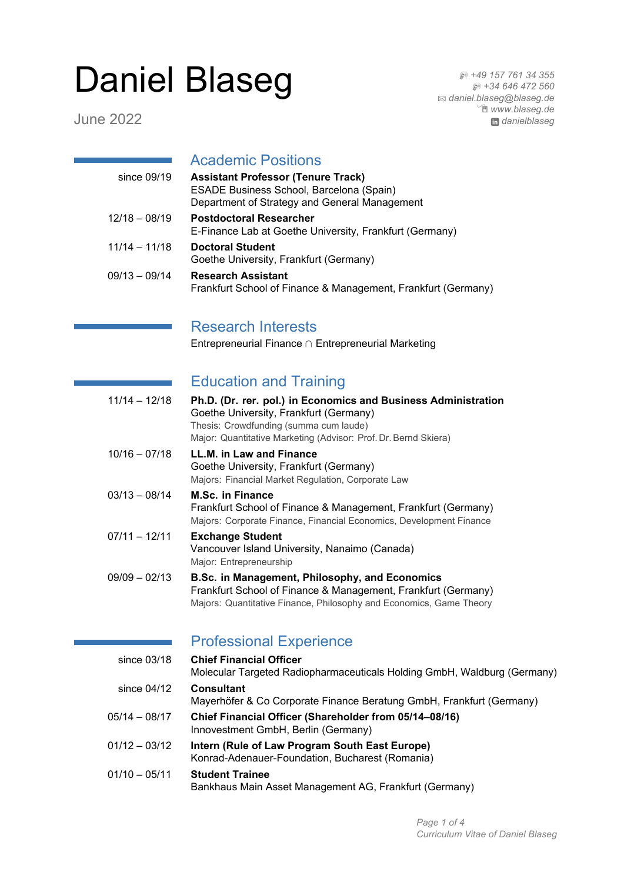# Daniel Blaseg

June 2022

+49 157 761 34 355
+34 646 472 560
daniel.blaseg@blaseg.de
www.blaseg.de
danielblaseg

## Academic Positions

since 09/19 — **Assistant Professor (Tenure Track)**
ESADE Business School, Barcelona (Spain)
Department of Strategy and General Management

12/18 – 08/19 — **Postdoctoral Researcher**
E-Finance Lab at Goethe University, Frankfurt (Germany)

11/14 – 11/18 — **Doctoral Student**
Goethe University, Frankfurt (Germany)

09/13 – 09/14 — **Research Assistant**
Frankfurt School of Finance & Management, Frankfurt (Germany)

## Research Interests

Entrepreneurial Finance ∩ Entrepreneurial Marketing

## Education and Training

11/14 – 12/18 — **Ph.D. (Dr. rer. pol.) in Economics and Business Administration**
Goethe University, Frankfurt (Germany)
Thesis: Crowdfunding (summa cum laude)
Major: Quantitative Marketing (Advisor: Prof. Dr. Bernd Skiera)

10/16 – 07/18 — **LL.M. in Law and Finance**
Goethe University, Frankfurt (Germany)
Majors: Financial Market Regulation, Corporate Law

03/13 – 08/14 — **M.Sc. in Finance**
Frankfurt School of Finance & Management, Frankfurt (Germany)
Majors: Corporate Finance, Financial Economics, Development Finance

07/11 – 12/11 — **Exchange Student**
Vancouver Island University, Nanaimo (Canada)
Major: Entrepreneurship

09/09 – 02/13 — **B.Sc. in Management, Philosophy, and Economics**
Frankfurt School of Finance & Management, Frankfurt (Germany)
Majors: Quantitative Finance, Philosophy and Economics, Game Theory

## Professional Experience

since 03/18 — **Chief Financial Officer**
Molecular Targeted Radiopharmaceuticals Holding GmbH, Waldburg (Germany)

since 04/12 — **Consultant**
Mayerhöfer & Co Corporate Finance Beratung GmbH, Frankfurt (Germany)

05/14 – 08/17 — **Chief Financial Officer (Shareholder from 05/14–08/16)**
Innovestment GmbH, Berlin (Germany)

01/12 – 03/12 — **Intern (Rule of Law Program South East Europe)**
Konrad-Adenauer-Foundation, Bucharest (Romania)

01/10 – 05/11 — **Student Trainee**
Bankhaus Main Asset Management AG, Frankfurt (Germany)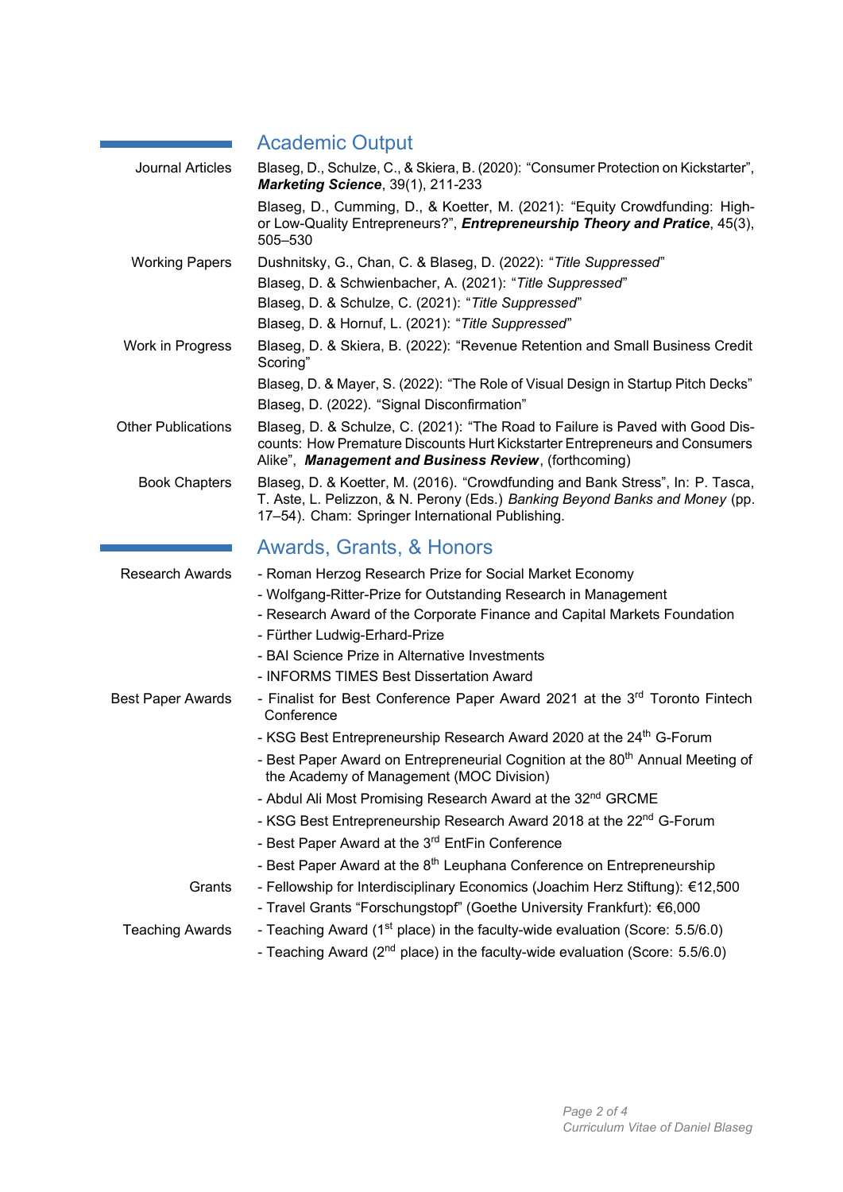## Academic Output

### Journal Articles

Blaseg, D., Schulze, C., & Skiera, B. (2020): "Consumer Protection on Kickstarter", ***Marketing Science***, 39(1), 211-233

Blaseg, D., Cumming, D., & Koetter, M. (2021): "Equity Crowdfunding: High- or Low-Quality Entrepreneurs?", ***Entrepreneurship Theory and Pratice***, 45(3), 505–530

### Working Papers

Dushnitsky, G., Chan, C. & Blaseg, D. (2022): "*Title Suppressed*"

Blaseg, D. & Schwienbacher, A. (2021): "*Title Suppressed*"

Blaseg, D. & Schulze, C. (2021): "*Title Suppressed*"

Blaseg, D. & Hornuf, L. (2021): "*Title Suppressed*"

### Work in Progress

Blaseg, D. & Skiera, B. (2022): "Revenue Retention and Small Business Credit Scoring"

Blaseg, D. & Mayer, S. (2022): "The Role of Visual Design in Startup Pitch Decks"

Blaseg, D. (2022). "Signal Disconfirmation"

### Other Publications

Blaseg, D. & Schulze, C. (2021): "The Road to Failure is Paved with Good Discounts: How Premature Discounts Hurt Kickstarter Entrepreneurs and Consumers Alike", ***Management and Business Review***, (forthcoming)

### Book Chapters

Blaseg, D. & Koetter, M. (2016). "Crowdfunding and Bank Stress", In: P. Tasca, T. Aste, L. Pelizzon, & N. Perony (Eds.) *Banking Beyond Banks and Money* (pp. 17–54). Cham: Springer International Publishing.

## Awards, Grants, & Honors

### Research Awards

- Roman Herzog Research Prize for Social Market Economy
- Wolfgang-Ritter-Prize for Outstanding Research in Management
- Research Award of the Corporate Finance and Capital Markets Foundation
- Fürther Ludwig-Erhard-Prize
- BAI Science Prize in Alternative Investments
- INFORMS TIMES Best Dissertation Award

### Best Paper Awards

- Finalist for Best Conference Paper Award 2021 at the 3rd Toronto Fintech Conference
- KSG Best Entrepreneurship Research Award 2020 at the 24th G-Forum
- Best Paper Award on Entrepreneurial Cognition at the 80th Annual Meeting of the Academy of Management (MOC Division)
- Abdul Ali Most Promising Research Award at the 32nd GRCME
- KSG Best Entrepreneurship Research Award 2018 at the 22nd G-Forum
- Best Paper Award at the 3rd EntFin Conference
- Best Paper Award at the 8th Leuphana Conference on Entrepreneurship

### Grants

- Fellowship for Interdisciplinary Economics (Joachim Herz Stiftung): €12,500
- Travel Grants "Forschungstopf" (Goethe University Frankfurt): €6,000

### Teaching Awards

- Teaching Award (1st place) in the faculty-wide evaluation (Score: 5.5/6.0)
- Teaching Award (2nd place) in the faculty-wide evaluation (Score: 5.5/6.0)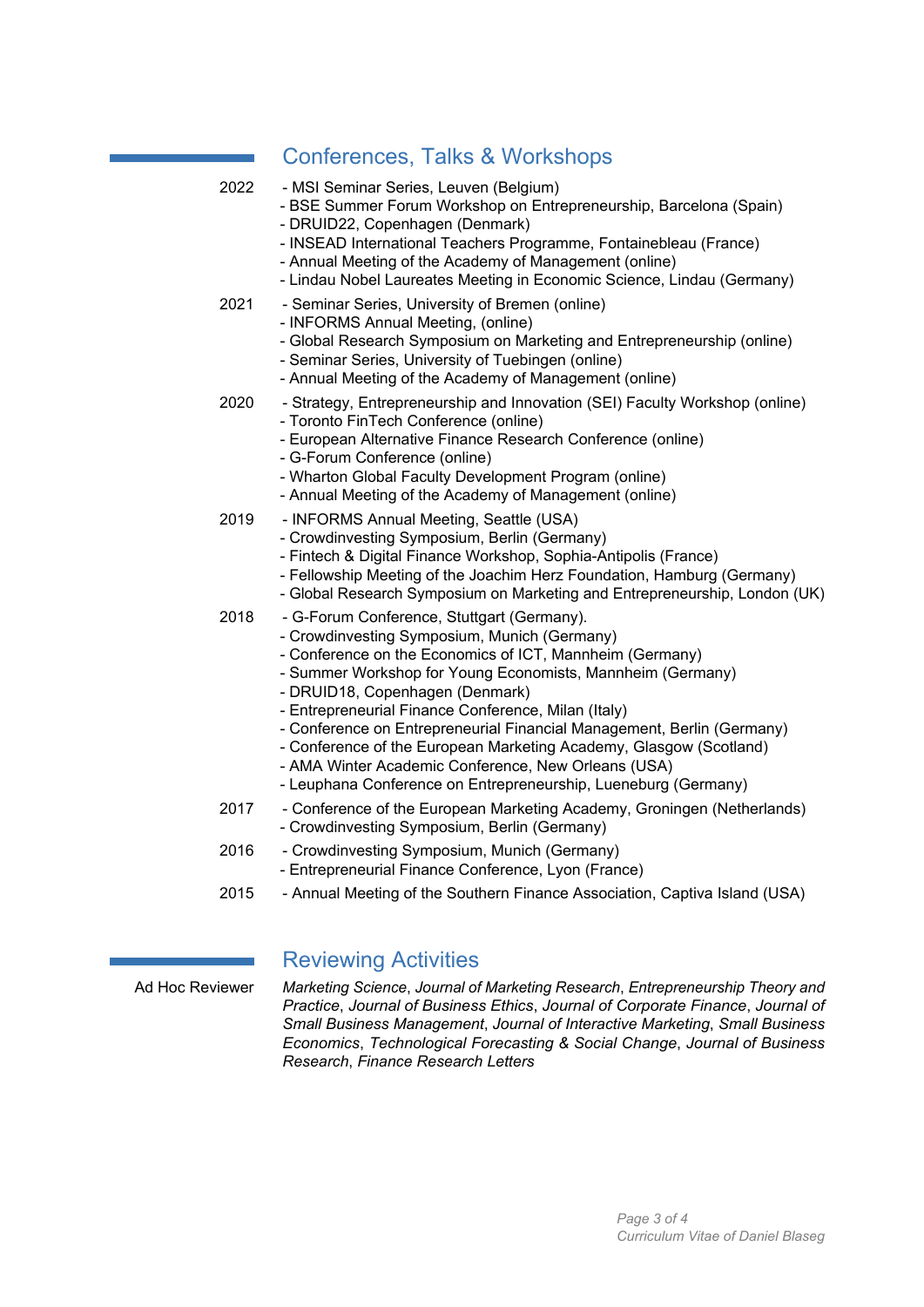## Conferences, Talks & Workshops

**2022**

- MSI Seminar Series, Leuven (Belgium)
- BSE Summer Forum Workshop on Entrepreneurship, Barcelona (Spain)
- DRUID22, Copenhagen (Denmark)
- INSEAD International Teachers Programme, Fontainebleau (France)
- Annual Meeting of the Academy of Management (online)
- Lindau Nobel Laureates Meeting in Economic Science, Lindau (Germany)

**2021**

- Seminar Series, University of Bremen (online)
- INFORMS Annual Meeting, (online)
- Global Research Symposium on Marketing and Entrepreneurship (online)
- Seminar Series, University of Tuebingen (online)
- Annual Meeting of the Academy of Management (online)

**2020**

- Strategy, Entrepreneurship and Innovation (SEI) Faculty Workshop (online)
- Toronto FinTech Conference (online)
- European Alternative Finance Research Conference (online)
- G-Forum Conference (online)
- Wharton Global Faculty Development Program (online)
- Annual Meeting of the Academy of Management (online)

**2019**

- INFORMS Annual Meeting, Seattle (USA)
- Crowdinvesting Symposium, Berlin (Germany)
- Fintech & Digital Finance Workshop, Sophia-Antipolis (France)
- Fellowship Meeting of the Joachim Herz Foundation, Hamburg (Germany)
- Global Research Symposium on Marketing and Entrepreneurship, London (UK)

**2018**

- G-Forum Conference, Stuttgart (Germany).
- Crowdinvesting Symposium, Munich (Germany)
- Conference on the Economics of ICT, Mannheim (Germany)
- Summer Workshop for Young Economists, Mannheim (Germany)
- DRUID18, Copenhagen (Denmark)
- Entrepreneurial Finance Conference, Milan (Italy)
- Conference on Entrepreneurial Financial Management, Berlin (Germany)
- Conference of the European Marketing Academy, Glasgow (Scotland)
- AMA Winter Academic Conference, New Orleans (USA)
- Leuphana Conference on Entrepreneurship, Lueneburg (Germany)

**2017**

- Conference of the European Marketing Academy, Groningen (Netherlands)
- Crowdinvesting Symposium, Berlin (Germany)

**2016**

- Crowdinvesting Symposium, Munich (Germany)
- Entrepreneurial Finance Conference, Lyon (France)

**2015**

- Annual Meeting of the Southern Finance Association, Captiva Island (USA)

## Reviewing Activities

**Ad Hoc Reviewer**

*Marketing Science*, *Journal of Marketing Research*, *Entrepreneurship Theory and Practice*, *Journal of Business Ethics*, *Journal of Corporate Finance*, *Journal of Small Business Management*, *Journal of Interactive Marketing*, *Small Business Economics*, *Technological Forecasting & Social Change*, *Journal of Business Research*, *Finance Research Letters*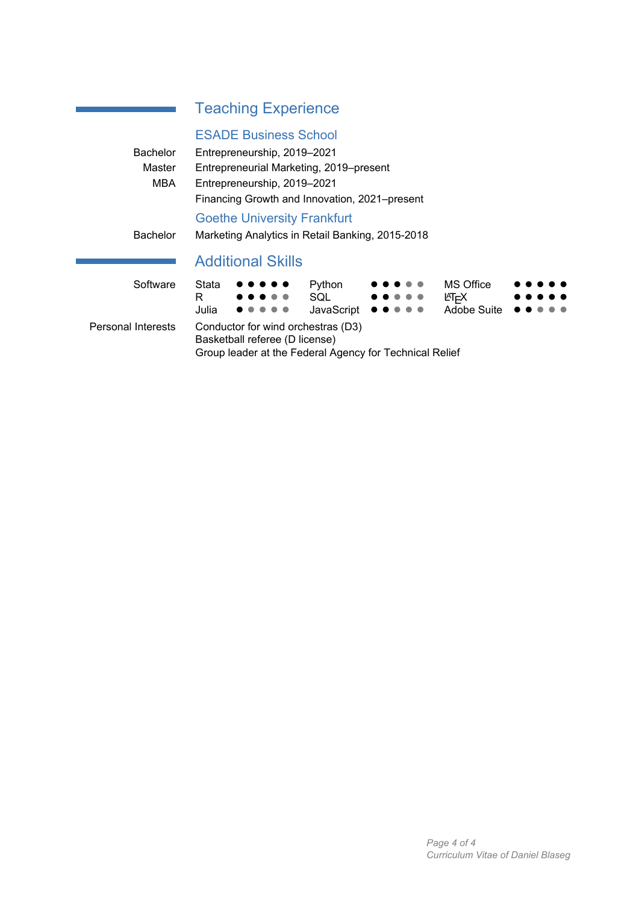## Teaching Experience

### ESADE Business School

| | |
|---|---|
| Bachelor | Entrepreneurship, 2019–2021 |
| Master | Entrepreneurial Marketing, 2019–present |
| MBA | Entrepreneurship, 2019–2021 |
| | Financing Growth and Innovation, 2021–present |

### Goethe University Frankfurt

| | |
|---|---|
| Bachelor | Marketing Analytics in Retail Banking, 2015-2018 |

## Additional Skills

| | | | | | | |
|---|---|---|---|---|---|---|
| Software | Stata | ●●●●● | Python | ●●●●● | MS Office | ●●●●● |
| | R | ●●●●● | SQL | ●●●●● | LaTeX | ●●●●● |
| | Julia | ●●●●● | JavaScript | ●●●●● | Adobe Suite | ●●●●● |

Personal Interests
- Conductor for wind orchestras (D3)
- Basketball referee (D license)
- Group leader at the Federal Agency for Technical Relief